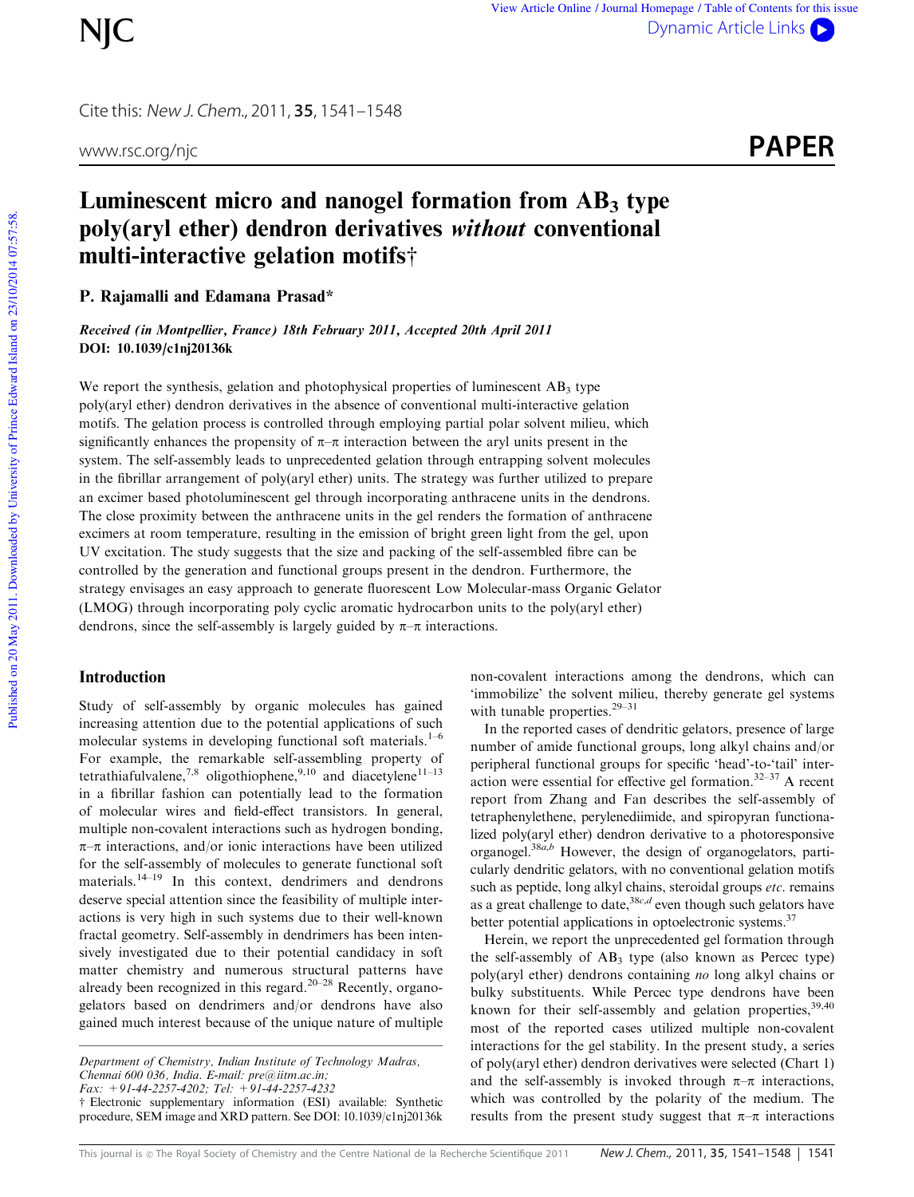# Luminescent micro and nanogel formation from $AB_3$ type poly(aryl ether) dendron derivatives *without* conventional multi-interactive gelation motifs†

**P. Rajamalli and Edamana Prasad***

***Received (in Montpellier, France) 18th February 2011, Accepted 20th April 2011***
**DOI: 10.1039/c1nj20136k**

We report the synthesis, gelation and photophysical properties of luminescent $AB_3$ type poly(aryl ether) dendron derivatives in the absence of conventional multi-interactive gelation motifs. The gelation process is controlled through employing partial polar solvent milieu, which significantly enhances the propensity of π–π interaction between the aryl units present in the system. The self-assembly leads to unprecedented gelation through entrapping solvent molecules in the fibrillar arrangement of poly(aryl ether) units. The strategy was further utilized to prepare an excimer based photoluminescent gel through incorporating anthracene units in the dendrons. The close proximity between the anthracene units in the gel renders the formation of anthracene excimers at room temperature, resulting in the emission of bright green light from the gel, upon UV excitation. The study suggests that the size and packing of the self-assembled fibre can be controlled by the generation and functional groups present in the dendron. Furthermore, the strategy envisages an easy approach to generate fluorescent Low Molecular-mass Organic Gelator (LMOG) through incorporating poly cyclic aromatic hydrocarbon units to the poly(aryl ether) dendrons, since the self-assembly is largely guided by π–π interactions.

## Introduction

Study of self-assembly by organic molecules has gained increasing attention due to the potential applications of such molecular systems in developing functional soft materials.[1–6] For example, the remarkable self-assembling property of tetrathiafulvalene,[7,8] oligothiophene,[9,10] and diacetylene[11–13] in a fibrillar fashion can potentially lead to the formation of molecular wires and field-effect transistors. In general, multiple non-covalent interactions such as hydrogen bonding, π–π interactions, and/or ionic interactions have been utilized for the self-assembly of molecules to generate functional soft materials.[14–19] In this context, dendrimers and dendrons deserve special attention since the feasibility of multiple interactions is very high in such systems due to their well-known fractal geometry. Self-assembly in dendrimers has been intensively investigated due to their potential candidacy in soft matter chemistry and numerous structural patterns have already been recognized in this regard.[20–28] Recently, organogelators based on dendrimers and/or dendrons have also gained much interest because of the unique nature of multiple non-covalent interactions among the dendrons, which can 'immobilize' the solvent milieu, thereby generate gel systems with tunable properties.[29–31]

In the reported cases of dendritic gelators, presence of large number of amide functional groups, long alkyl chains and/or peripheral functional groups for specific 'head'-to-'tail' interaction were essential for effective gel formation.[32–37] A recent report from Zhang and Fan describes the self-assembly of tetraphenylethene, perylenediimide, and spiropyran functionalized poly(aryl ether) dendron derivative to a photoresponsive organogel.[38a,b] However, the design of organogelators, particularly dendritic gelators, with no conventional gelation motifs such as peptide, long alkyl chains, steroidal groups *etc.* remains as a great challenge to date,[38c,d] even though such gelators have better potential applications in optoelectronic systems.[37]

Herein, we report the unprecedented gel formation through the self-assembly of $AB_3$ type (also known as Percec type) poly(aryl ether) dendrons containing *no* long alkyl chains or bulky substituents. While Percec type dendrons have been known for their self-assembly and gelation properties,[39,40] most of the reported cases utilized multiple non-covalent interactions for the gel stability. In the present study, a series of poly(aryl ether) dendron derivatives were selected (Chart 1) and the self-assembly is invoked through π–π interactions, which was controlled by the polarity of the medium. The results from the present study suggest that π–π interactions

*Department of Chemistry, Indian Institute of Technology Madras, Chennai 600 036, India. E-mail: pre@iitm.ac.in; Fax: +91-44-2257-4202; Tel: +91-44-2257-4232*

† Electronic supplementary information (ESI) available: Synthetic procedure, SEM image and XRD pattern. See DOI: 10.1039/c1nj20136k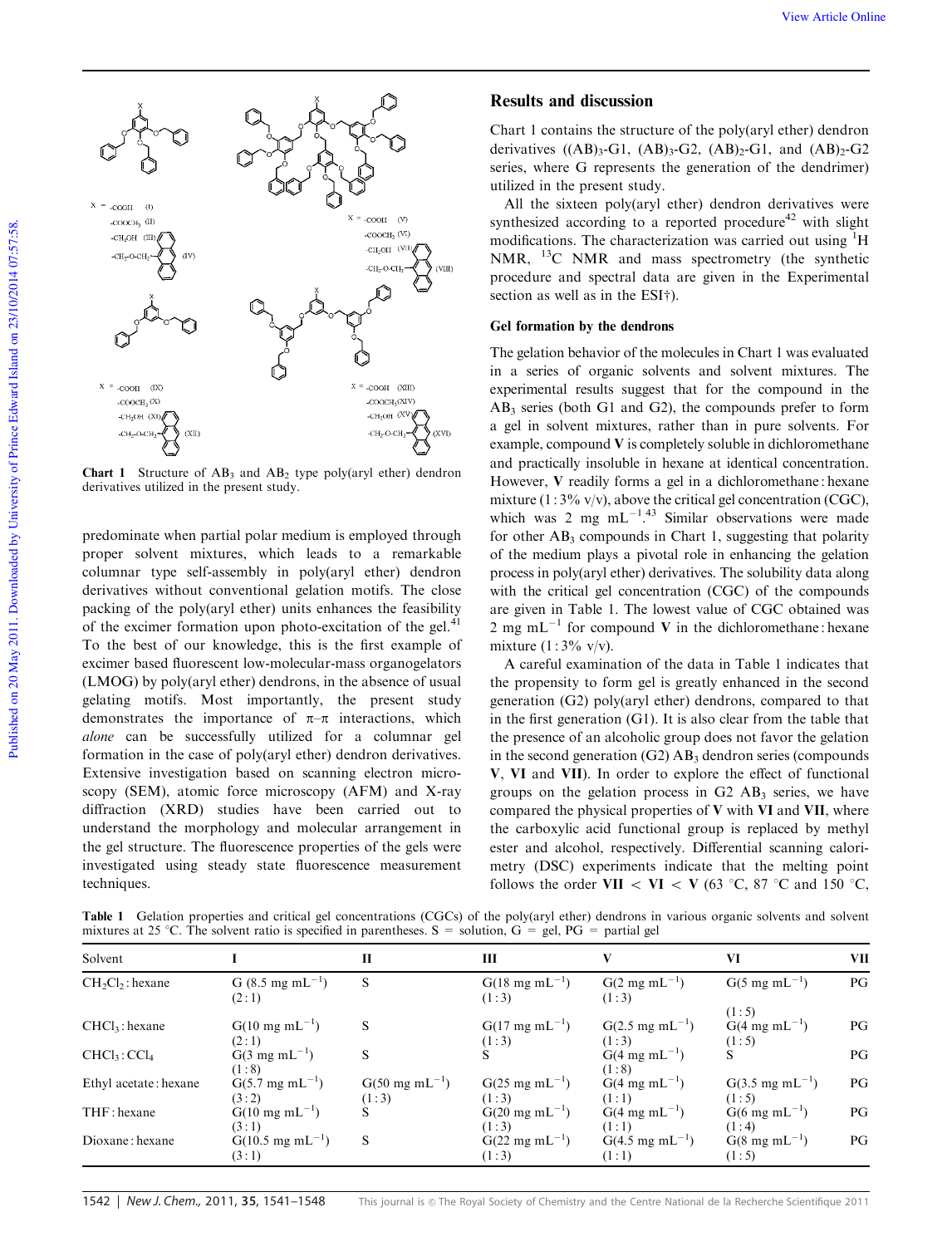Chart 1 Structure of $AB_3$ and $AB_2$ type poly(aryl ether) dendron derivatives utilized in the present study.

predominate when partial polar medium is employed through proper solvent mixtures, which leads to a remarkable columnar type self-assembly in poly(aryl ether) dendron derivatives without conventional gelation motifs. The close packing of the poly(aryl ether) units enhances the feasibility of the excimer formation upon photo-excitation of the gel.[41] To the best of our knowledge, this is the first example of excimer based fluorescent low-molecular-mass organogelators (LMOG) by poly(aryl ether) dendrons, in the absence of usual gelating motifs. Most importantly, the present study demonstrates the importance of π–π interactions, which *alone* can be successfully utilized for a columnar gel formation in the case of poly(aryl ether) dendron derivatives. Extensive investigation based on scanning electron microscopy (SEM), atomic force microscopy (AFM) and X-ray diffraction (XRD) studies have been carried out to understand the morphology and molecular arrangement in the gel structure. The fluorescence properties of the gels were investigated using steady state fluorescence measurement techniques.

## Results and discussion

Chart 1 contains the structure of the poly(aryl ether) dendron derivatives ($(AB)_3$-G1, $(AB)_3$-G2, $(AB)_2$-G1, and $(AB)_2$-G2 series, where G represents the generation of the dendrimer) utilized in the present study.

All the sixteen poly(aryl ether) dendron derivatives were synthesized according to a reported procedure[42] with slight modifications. The characterization was carried out using $^1$H NMR, $^{13}$C NMR and mass spectrometry (the synthetic procedure and spectral data are given in the Experimental section as well as in the ESI†).

### Gel formation by the dendrons

The gelation behavior of the molecules in Chart 1 was evaluated in a series of organic solvents and solvent mixtures. The experimental results suggest that for the compound in the $AB_3$ series (both G1 and G2), the compounds prefer to form a gel in solvent mixtures, rather than in pure solvents. For example, compound **V** is completely soluble in dichloromethane and practically insoluble in hexane at identical concentration. However, **V** readily forms a gel in a dichloromethane : hexane mixture (1 : 3% v/v), above the critical gel concentration (CGC), which was 2 mg mL$^{-1}$.[43] Similar observations were made for other $AB_3$ compounds in Chart 1, suggesting that polarity of the medium plays a pivotal role in enhancing the gelation process in poly(aryl ether) derivatives. The solubility data along with the critical gel concentration (CGC) of the compounds are given in Table 1. The lowest value of CGC obtained was 2 mg mL$^{-1}$ for compound **V** in the dichloromethane : hexane mixture (1 : 3% v/v).

A careful examination of the data in Table 1 indicates that the propensity to form gel is greatly enhanced in the second generation (G2) poly(aryl ether) dendrons, compared to that in the first generation (G1). It is also clear from the table that the presence of an alcoholic group does not favor the gelation in the second generation (G2) $AB_3$ dendron series (compounds **V**, **VI** and **VII**). In order to explore the effect of functional groups on the gelation process in G2 $AB_3$ series, we have compared the physical properties of **V** with **VI** and **VII**, where the carboxylic acid functional group is replaced by methyl ester and alcohol, respectively. Differential scanning calorimetry (DSC) experiments indicate that the melting point follows the order **VII** < **VI** < **V** (63 °C, 87 °C and 150 °C,

Table 1 Gelation properties and critical gel concentrations (CGCs) of the poly(aryl ether) dendrons in various organic solvents and solvent mixtures at 25 °C. The solvent ratio is specified in parentheses. S = solution, G = gel, PG = partial gel

| Solvent | I | II | III | V | VI | VII |
|---|---|---|---|---|---|---|
| $CH_2Cl_2$ : hexane | G (8.5 mg mL$^{-1}$) (2 : 1) | S | G(18 mg mL$^{-1}$) (1 : 3) | G(2 mg mL$^{-1}$) (1 : 3) | G(5 mg mL$^{-1}$) (1 : 5) | PG |
| $CHCl_3$ : hexane | G(10 mg mL$^{-1}$) (2 : 1) | S | G(17 mg mL$^{-1}$) (1 : 3) | G(2.5 mg mL$^{-1}$) (1 : 3) | G(4 mg mL$^{-1}$) (1 : 5) | PG |
| $CHCl_3$ : $CCl_4$ | G(3 mg mL$^{-1}$) (1 : 8) | S | S | G(4 mg mL$^{-1}$) (1 : 8) | S | PG |
| Ethyl acetate : hexane | G(5.7 mg mL$^{-1}$) (3 : 2) | G(50 mg mL$^{-1}$) (1 : 3) | G(25 mg mL$^{-1}$) (1 : 3) | G(4 mg mL$^{-1}$) (1 : 1) | G(3.5 mg mL$^{-1}$) (1 : 5) | PG |
| THF : hexane | G(10 mg mL$^{-1}$) (3 : 1) | S | G(20 mg mL$^{-1}$) (1 : 3) | G(4 mg mL$^{-1}$) (1 : 1) | G(6 mg mL$^{-1}$) (1 : 4) | PG |
| Dioxane : hexane | G(10.5 mg mL$^{-1}$) (3 : 1) | S | G(22 mg mL$^{-1}$) (1 : 3) | G(4.5 mg mL$^{-1}$) (1 : 1) | G(8 mg mL$^{-1}$) (1 : 5) | PG |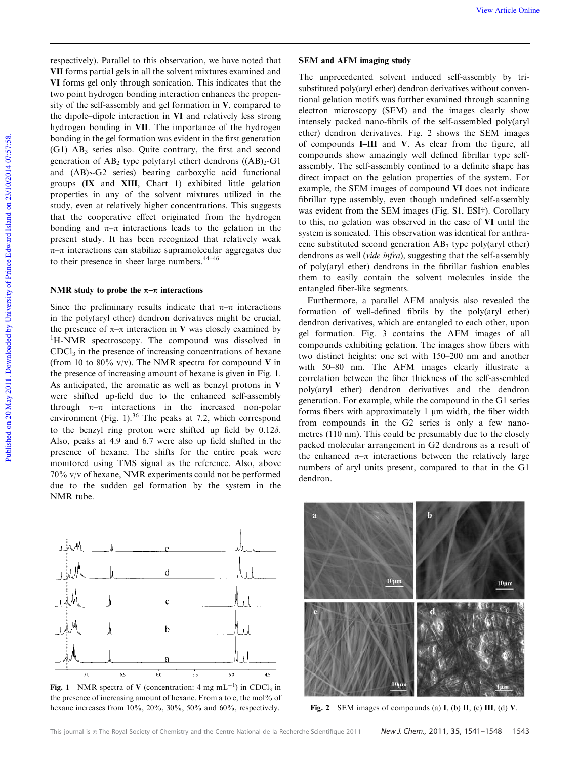respectively). Parallel to this observation, we have noted that **VII** forms partial gels in all the solvent mixtures examined and **VI** forms gel only through sonication. This indicates that the two point hydrogen bonding interaction enhances the propensity of the self-assembly and gel formation in **V**, compared to the dipole–dipole interaction in **VI** and relatively less strong hydrogen bonding in **VII**. The importance of the hydrogen bonding in the gel formation was evident in the first generation (G1) $AB_3$ series also. Quite contrary, the first and second generation of $AB_2$ type poly(aryl ether) dendrons ($(AB)_2$-G1 and $(AB)_2$-G2 series) bearing carboxylic acid functional groups (**IX** and **XIII**, Chart 1) exhibited little gelation properties in any of the solvent mixtures utilized in the study, even at relatively higher concentrations. This suggests that the cooperative effect originated from the hydrogen bonding and π–π interactions leads to the gelation in the present study. It has been recognized that relatively weak π–π interactions can stabilize supramolecular aggregates due to their presence in sheer large numbers.[44–46]

## NMR study to probe the π–π interactions

Since the preliminary results indicate that π–π interactions in the poly(aryl ether) dendron derivatives might be crucial, the presence of π–π interaction in **V** was closely examined by $^1$H-NMR spectroscopy. The compound was dissolved in $CDCl_3$ in the presence of increasing concentrations of hexane (from 10 to 80% v/v). The NMR spectra for compound **V** in the presence of increasing amount of hexane is given in Fig. 1. As anticipated, the aromatic as well as benzyl protons in **V** were shifted up-field due to the enhanced self-assembly through π–π interactions in the increased non-polar environment (Fig. 1).[36] The peaks at 7.2, which correspond to the benzyl ring proton were shifted up field by 0.12δ. Also, peaks at 4.9 and 6.7 were also up field shifted in the presence of hexane. The shifts for the entire peak were monitored using TMS signal as the reference. Also, above 70% v/v of hexane, NMR experiments could not be performed due to the sudden gel formation by the system in the NMR tube.

**Fig. 1** NMR spectra of **V** (concentration: 4 mg $mL^{-1}$) in $CDCl_3$ in the presence of increasing amount of hexane. From a to e, the mol% of hexane increases from 10%, 20%, 30%, 50% and 60%, respectively.

## SEM and AFM imaging study

The unprecedented solvent induced self-assembly by tri-substituted poly(aryl ether) dendron derivatives without conventional gelation motifs was further examined through scanning electron microscopy (SEM) and the images clearly show intensely packed nano-fibrils of the self-assembled poly(aryl ether) dendron derivatives. Fig. 2 shows the SEM images of compounds **I–III** and **V**. As clear from the figure, all compounds show amazingly well defined fibrillar type self-assembly. The self-assembly confined to a definite shape has direct impact on the gelation properties of the system. For example, the SEM images of compound **VI** does not indicate fibrillar type assembly, even though undefined self-assembly was evident from the SEM images (Fig. S1, ESI†). Corollary to this, no gelation was observed in the case of **VI** until the system is sonicated. This observation was identical for anthracene substituted second generation $AB_3$ type poly(aryl ether) dendrons as well (*vide infra*), suggesting that the self-assembly of poly(aryl ether) dendrons in the fibrillar fashion enables them to easily contain the solvent molecules inside the entangled fiber-like segments.

Furthermore, a parallel AFM analysis also revealed the formation of well-defined fibrils by the poly(aryl ether) dendron derivatives, which are entangled to each other, upon gel formation. Fig. 3 contains the AFM images of all compounds exhibiting gelation. The images show fibers with two distinct heights: one set with 150–200 nm and another with 50–80 nm. The AFM images clearly illustrate a correlation between the fiber thickness of the self-assembled poly(aryl ether) dendron derivatives and the dendron generation. For example, while the compound in the G1 series forms fibers with approximately 1 μm width, the fiber width from compounds in the G2 series is only a few nanometres (110 nm). This could be presumably due to the closely packed molecular arrangement in G2 dendrons as a result of the enhanced π–π interactions between the relatively large numbers of aryl units present, compared to that in the G1 dendron.

**Fig. 2** SEM images of compounds (a) **I**, (b) **II**, (c) **III**, (d) **V**.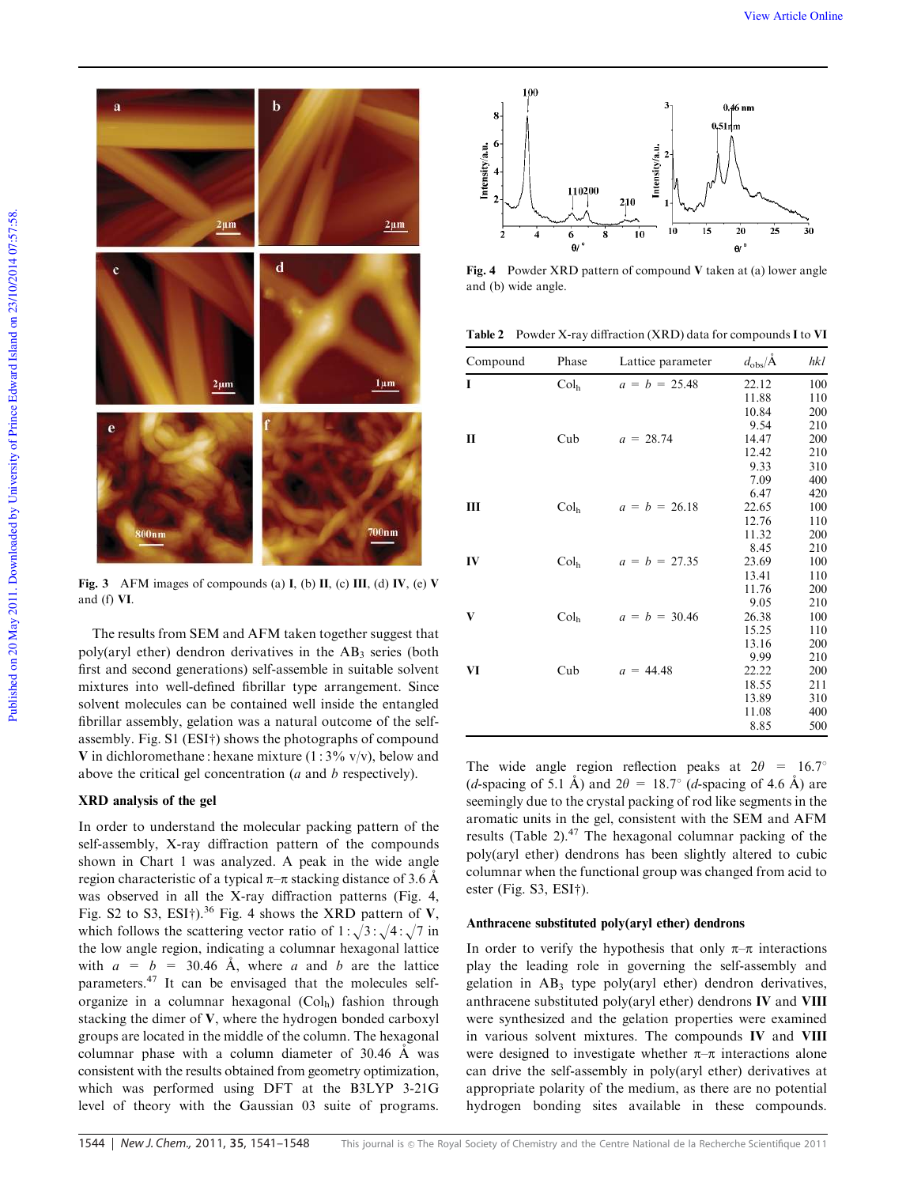Fig. 3 AFM images of compounds (a) **I**, (b) **II**, (c) **III**, (d) **IV**, (e) **V** and (f) **VI**.

The results from SEM and AFM taken together suggest that poly(aryl ether) dendron derivatives in the $AB_3$ series (both first and second generations) self-assemble in suitable solvent mixtures into well-defined fibrillar type arrangement. Since solvent molecules can be contained well inside the entangled fibrillar assembly, gelation was a natural outcome of the self-assembly. Fig. S1 (ESI†) shows the photographs of compound **V** in dichloromethane : hexane mixture (1 : 3% v/v), below and above the critical gel concentration (*a* and *b* respectively).

### XRD analysis of the gel

In order to understand the molecular packing pattern of the self-assembly, X-ray diffraction pattern of the compounds shown in Chart 1 was analyzed. A peak in the wide angle region characteristic of a typical π–π stacking distance of 3.6 Å was observed in all the X-ray diffraction patterns (Fig. 4, Fig. S2 to S3, ESI†).[36] Fig. 4 shows the XRD pattern of **V**, which follows the scattering vector ratio of $1:\sqrt{3}:\sqrt{4}:\sqrt{7}$ in the low angle region, indicating a columnar hexagonal lattice with $a = b = 30.46$ Å, where *a* and *b* are the lattice parameters.[47] It can be envisaged that the molecules self-organize in a columnar hexagonal ($Col_h$) fashion through stacking the dimer of **V**, where the hydrogen bonded carboxyl groups are located in the middle of the column. The hexagonal columnar phase with a column diameter of 30.46 Å was consistent with the results obtained from geometry optimization, which was performed using DFT at the B3LYP 3-21G level of theory with the Gaussian 03 suite of programs.

Fig. 4 Powder XRD pattern of compound **V** taken at (a) lower angle and (b) wide angle.

**Table 2** Powder X-ray diffraction (XRD) data for compounds **I** to **VI**

| Compound | Phase | Lattice parameter | $d_{obs}$/Å | *hkl* |
|---|---|---|---|---|
| **I** | $Col_h$ | $a = b = 25.48$ | 22.12 | 100 |
| | | | 11.88 | 110 |
| | | | 10.84 | 200 |
| | | | 9.54 | 210 |
| **II** | Cub | $a = 28.74$ | 14.47 | 200 |
| | | | 12.42 | 210 |
| | | | 9.33 | 310 |
| | | | 7.09 | 400 |
| | | | 6.47 | 420 |
| **III** | $Col_h$ | $a = b = 26.18$ | 22.65 | 100 |
| | | | 12.76 | 110 |
| | | | 11.32 | 200 |
| | | | 8.45 | 210 |
| **IV** | $Col_h$ | $a = b = 27.35$ | 23.69 | 100 |
| | | | 13.41 | 110 |
| | | | 11.76 | 200 |
| | | | 9.05 | 210 |
| **V** | $Col_h$ | $a = b = 30.46$ | 26.38 | 100 |
| | | | 15.25 | 110 |
| | | | 13.16 | 200 |
| | | | 9.99 | 210 |
| **VI** | Cub | $a = 44.48$ | 22.22 | 200 |
| | | | 18.55 | 211 |
| | | | 13.89 | 310 |
| | | | 11.08 | 400 |
| | | | 8.85 | 500 |

The wide angle region reflection peaks at $2\theta = 16.7°$ (*d*-spacing of 5.1 Å) and $2\theta = 18.7°$ (*d*-spacing of 4.6 Å) are seemingly due to the crystal packing of rod like segments in the aromatic units in the gel, consistent with the SEM and AFM results (Table 2).[47] The hexagonal columnar packing of the poly(aryl ether) dendrons has been slightly altered to cubic columnar when the functional group was changed from acid to ester (Fig. S3, ESI†).

### Anthracene substituted poly(aryl ether) dendrons

In order to verify the hypothesis that only π–π interactions play the leading role in governing the self-assembly and gelation in $AB_3$ type poly(aryl ether) dendron derivatives, anthracene substituted poly(aryl ether) dendrons **IV** and **VIII** were synthesized and the gelation properties were examined in various solvent mixtures. The compounds **IV** and **VIII** were designed to investigate whether π–π interactions alone can drive the self-assembly in poly(aryl ether) derivatives at appropriate polarity of the medium, as there are no potential hydrogen bonding sites available in these compounds.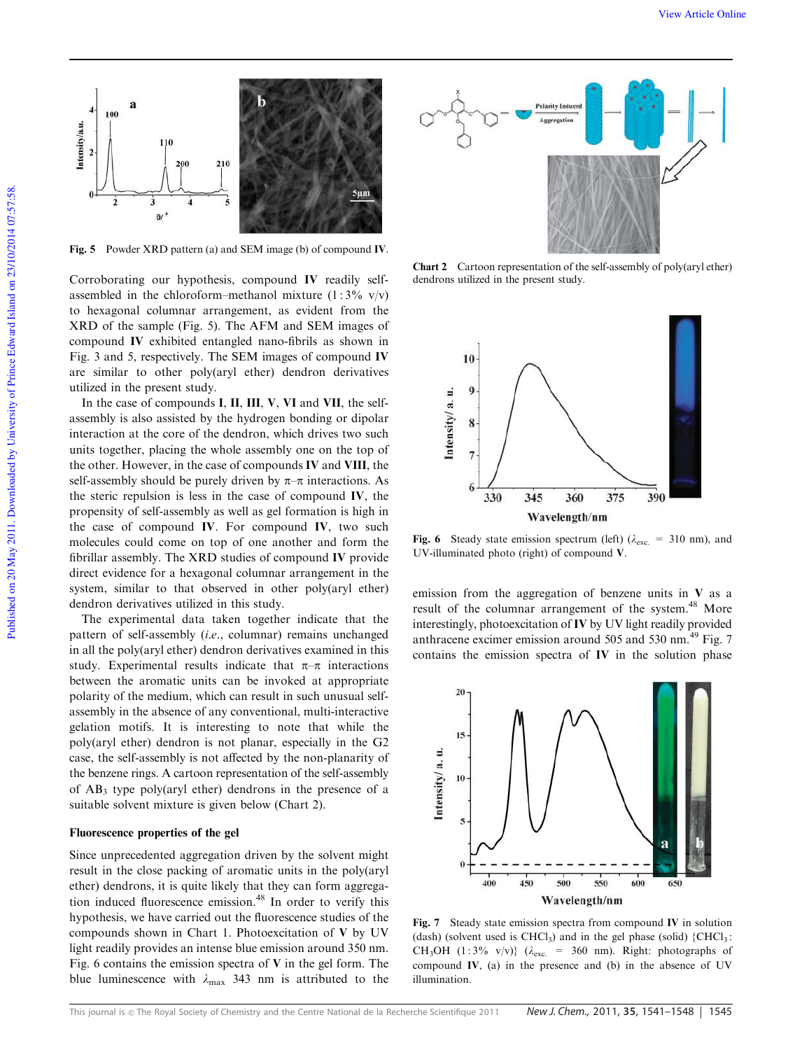Fig. 5 Powder XRD pattern (a) and SEM image (b) of compound **IV**.

Corroborating our hypothesis, compound **IV** readily self-assembled in the chloroform–methanol mixture (1 : 3% v/v) to hexagonal columnar arrangement, as evident from the XRD of the sample (Fig. 5). The AFM and SEM images of compound **IV** exhibited entangled nano-fibrils as shown in Fig. 3 and 5, respectively. The SEM images of compound **IV** are similar to other poly(aryl ether) dendron derivatives utilized in the present study.

In the case of compounds **I**, **II**, **III**, **V**, **VI** and **VII**, the self-assembly is also assisted by the hydrogen bonding or dipolar interaction at the core of the dendron, which drives two such units together, placing the whole assembly one on the top of the other. However, in the case of compounds **IV** and **VIII**, the self-assembly should be purely driven by π–π interactions. As the steric repulsion is less in the case of compound **IV**, the propensity of self-assembly as well as gel formation is high in the case of compound **IV**. For compound **IV**, two such molecules could come on top of one another and form the fibrillar assembly. The XRD studies of compound **IV** provide direct evidence for a hexagonal columnar arrangement in the system, similar to that observed in other poly(aryl ether) dendron derivatives utilized in this study.

The experimental data taken together indicate that the pattern of self-assembly (*i.e.*, columnar) remains unchanged in all the poly(aryl ether) dendron derivatives examined in this study. Experimental results indicate that π–π interactions between the aromatic units can be invoked at appropriate polarity of the medium, which can result in such unusual self-assembly in the absence of any conventional, multi-interactive gelation motifs. It is interesting to note that while the poly(aryl ether) dendron is not planar, especially in the G2 case, the self-assembly is not affected by the non-planarity of the benzene rings. A cartoon representation of the self-assembly of $AB_3$ type poly(aryl ether) dendrons in the presence of a suitable solvent mixture is given below (Chart 2).

Chart 2 Cartoon representation of the self-assembly of poly(aryl ether) dendrons utilized in the present study.

### Fluorescence properties of the gel

Since unprecedented aggregation driven by the solvent might result in the close packing of aromatic units in the poly(aryl ether) dendrons, it is quite likely that they can form aggregation induced fluorescence emission.[48] In order to verify this hypothesis, we have carried out the fluorescence studies of the compounds shown in Chart 1. Photoexcitation of **V** by UV light readily provides an intense blue emission around 350 nm. Fig. 6 contains the emission spectra of **V** in the gel form. The blue luminescence with $\lambda_{max}$ 343 nm is attributed to the emission from the aggregation of benzene units in **V** as a result of the columnar arrangement of the system.[48] More interestingly, photoexcitation of **IV** by UV light readily provided anthracene excimer emission around 505 and 530 nm.[49] Fig. 7 contains the emission spectra of **IV** in the solution phase

Fig. 6 Steady state emission spectrum (left) ($\lambda_{exc.}$ = 310 nm), and UV-illuminated photo (right) of compound **V**.

Fig. 7 Steady state emission spectra from compound **IV** in solution (dash) (solvent used is $CHCl_3$) and in the gel phase (solid) {$CHCl_3$ : $CH_3OH$ (1 : 3% v/v)} ($\lambda_{exc.}$ = 360 nm). Right: photographs of compound **IV**, (a) in the presence and (b) in the absence of UV illumination.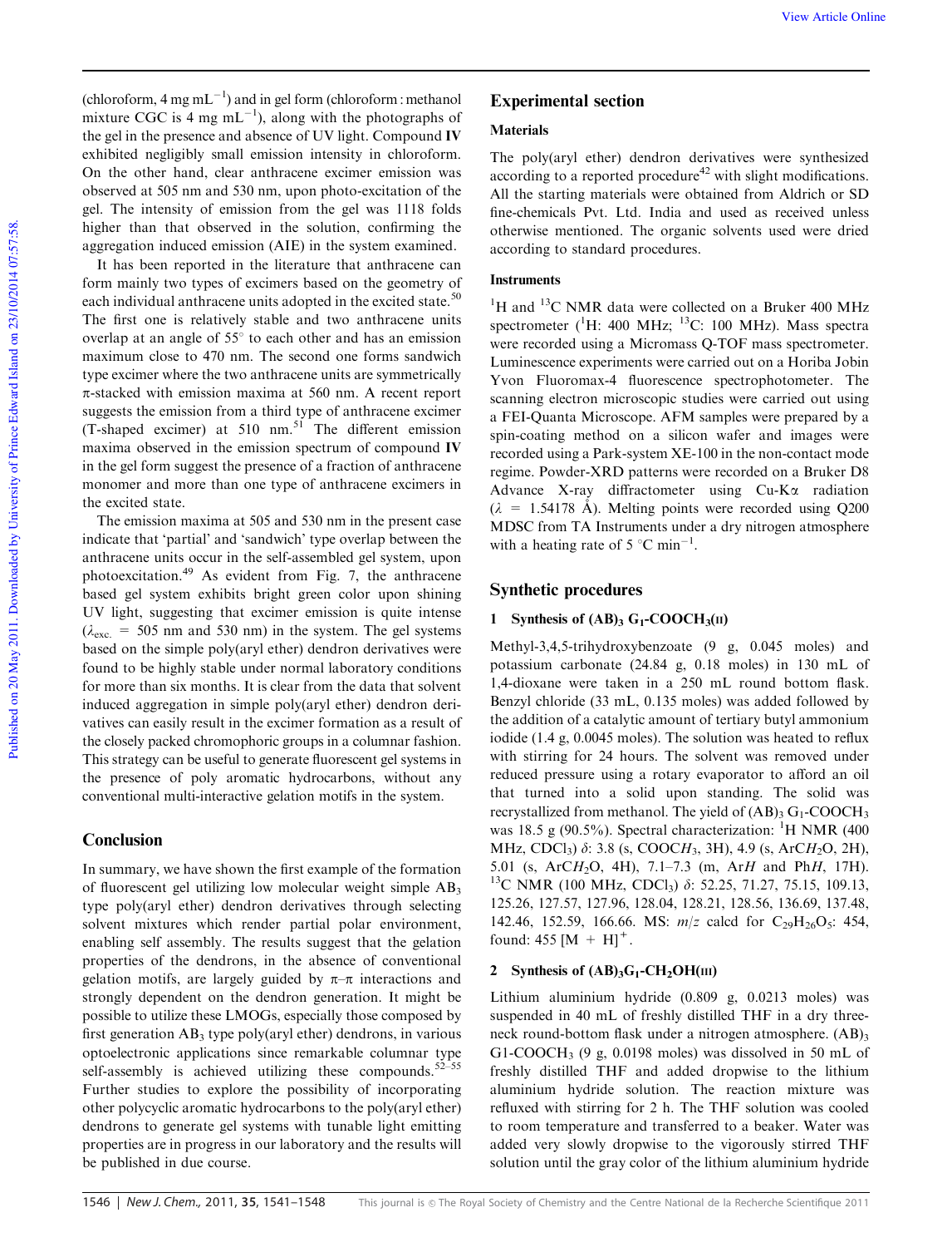(chloroform, 4 mg $mL^{-1}$) and in gel form (chloroform : methanol mixture CGC is 4 mg $mL^{-1}$), along with the photographs of the gel in the presence and absence of UV light. Compound **IV** exhibited negligibly small emission intensity in chloroform. On the other hand, clear anthracene excimer emission was observed at 505 nm and 530 nm, upon photo-excitation of the gel. The intensity of emission from the gel was 1118 folds higher than that observed in the solution, confirming the aggregation induced emission (AIE) in the system examined.

It has been reported in the literature that anthracene can form mainly two types of excimers based on the geometry of each individual anthracene units adopted in the excited state.[50] The first one is relatively stable and two anthracene units overlap at an angle of 55° to each other and has an emission maximum close to 470 nm. The second one forms sandwich type excimer where the two anthracene units are symmetrically π-stacked with emission maxima at 560 nm. A recent report suggests the emission from a third type of anthracene excimer (T-shaped excimer) at 510 nm.[51] The different emission maxima observed in the emission spectrum of compound **IV** in the gel form suggest the presence of a fraction of anthracene monomer and more than one type of anthracene excimers in the excited state.

The emission maxima at 505 and 530 nm in the present case indicate that 'partial' and 'sandwich' type overlap between the anthracene units occur in the self-assembled gel system, upon photoexcitation.[49] As evident from Fig. 7, the anthracene based gel system exhibits bright green color upon shining UV light, suggesting that excimer emission is quite intense ($\lambda_{exc.}$ = 505 nm and 530 nm) in the system. The gel systems based on the simple poly(aryl ether) dendron derivatives were found to be highly stable under normal laboratory conditions for more than six months. It is clear from the data that solvent induced aggregation in simple poly(aryl ether) dendron derivatives can easily result in the excimer formation as a result of the closely packed chromophoric groups in a columnar fashion. This strategy can be useful to generate fluorescent gel systems in the presence of poly aromatic hydrocarbons, without any conventional multi-interactive gelation motifs in the system.

## Conclusion

In summary, we have shown the first example of the formation of fluorescent gel utilizing low molecular weight simple $AB_3$ type poly(aryl ether) dendron derivatives through selecting solvent mixtures which render partial polar environment, enabling self assembly. The results suggest that the gelation properties of the dendrons, in the absence of conventional gelation motifs, are largely guided by π–π interactions and strongly dependent on the dendron generation. It might be possible to utilize these LMOGs, especially those composed by first generation $AB_3$ type poly(aryl ether) dendrons, in various optoelectronic applications since remarkable columnar type self-assembly is achieved utilizing these compounds.[52–55] Further studies to explore the possibility of incorporating other polycyclic aromatic hydrocarbons to the poly(aryl ether) dendrons to generate gel systems with tunable light emitting properties are in progress in our laboratory and the results will be published in due course.

## Experimental section

### Materials

The poly(aryl ether) dendron derivatives were synthesized according to a reported procedure[42] with slight modifications. All the starting materials were obtained from Aldrich or SD fine-chemicals Pvt. Ltd. India and used as received unless otherwise mentioned. The organic solvents used were dried according to standard procedures.

### Instruments

$^1H$ and $^{13}C$ NMR data were collected on a Bruker 400 MHz spectrometer ($^1H$: 400 MHz; $^{13}C$: 100 MHz). Mass spectra were recorded using a Micromass Q-TOF mass spectrometer. Luminescence experiments were carried out on a Horiba Jobin Yvon Fluoromax-4 fluorescence spectrophotometer. The scanning electron microscopic studies were carried out using a FEI-Quanta Microscope. AFM samples were prepared by a spin-coating method on a silicon wafer and images were recorded using a Park-system XE-100 in the non-contact mode regime. Powder-XRD patterns were recorded on a Bruker D8 Advance X-ray diffractometer using Cu-Kα radiation ($\lambda$ = 1.54178 Å). Melting points were recorded using Q200 MDSC from TA Instruments under a dry nitrogen atmosphere with a heating rate of 5 °C $min^{-1}$.

## Synthetic procedures

### 1 Synthesis of $(AB)_3$ $G_1$-$COOCH_3$(II)

Methyl-3,4,5-trihydroxybenzoate (9 g, 0.045 moles) and potassium carbonate (24.84 g, 0.18 moles) in 130 mL of 1,4-dioxane were taken in a 250 mL round bottom flask. Benzyl chloride (33 mL, 0.135 moles) was added followed by the addition of a catalytic amount of tertiary butyl ammonium iodide (1.4 g, 0.0045 moles). The solution was heated to reflux with stirring for 24 hours. The solvent was removed under reduced pressure using a rotary evaporator to afford an oil that turned into a solid upon standing. The solid was recrystallized from methanol. The yield of $(AB)_3$ $G_1$-$COOCH_3$ was 18.5 g (90.5%). Spectral characterization: $^1H$ NMR (400 MHz, $CDCl_3$) δ: 3.8 (s, $COOCH_3$, 3H), 4.9 (s, $ArCH_2O$, 2H), 5.01 (s, $ArCH_2O$, 4H), 7.1–7.3 (m, Ar*H* and Ph*H*, 17H). $^{13}C$ NMR (100 MHz, $CDCl_3$) δ: 52.25, 71.27, 75.15, 109.13, 125.26, 127.57, 127.96, 128.04, 128.21, 128.56, 136.69, 137.48, 142.46, 152.59, 166.66. MS: *m*/*z* calcd for $C_{29}H_{26}O_5$: 454, found: 455 $[M + H]^+$.

### 2 Synthesis of $(AB)_3G_1$-$CH_2OH$(III)

Lithium aluminium hydride (0.809 g, 0.0213 moles) was suspended in 40 mL of freshly distilled THF in a dry three-neck round-bottom flask under a nitrogen atmosphere. $(AB)_3$ G1-$COOCH_3$ (9 g, 0.0198 moles) was dissolved in 50 mL of freshly distilled THF and added dropwise to the lithium aluminium hydride solution. The reaction mixture was refluxed with stirring for 2 h. The THF solution was cooled to room temperature and transferred to a beaker. Water was added very slowly dropwise to the vigorously stirred THF solution until the gray color of the lithium aluminium hydride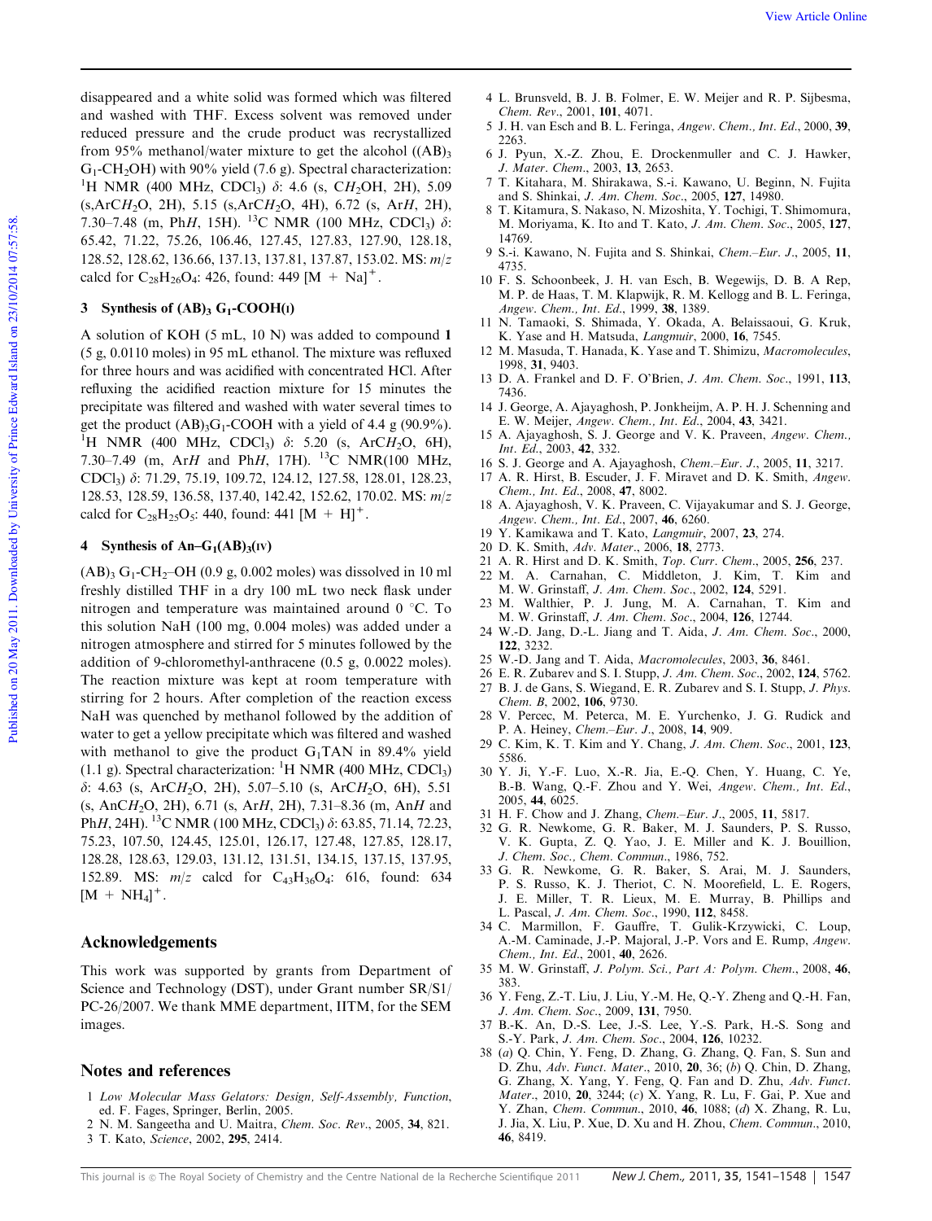disappeared and a white solid was formed which was filtered and washed with THF. Excess solvent was removed under reduced pressure and the crude product was recrystallized from 95% methanol/water mixture to get the alcohol ((AB)$_3$ G$_1$-CH$_2$OH) with 90% yield (7.6 g). Spectral characterization: $^1$H NMR (400 MHz, CDCl$_3$) δ: 4.6 (s, C$H_2$OH, 2H), 5.09 (s,ArC$H_2$O, 2H), 5.15 (s,ArC$H_2$O, 4H), 6.72 (s, Ar$H$, 2H), 7.30–7.48 (m, Ph$H$, 15H). $^{13}$C NMR (100 MHz, CDCl$_3$) δ: 65.42, 71.22, 75.26, 106.46, 127.45, 127.83, 127.90, 128.18, 128.52, 128.62, 136.66, 137.13, 137.81, 137.87, 153.02. MS: $m/z$ calcd for $C_{28}H_{26}O_4$: 426, found: 449 [M + Na]$^+$.

### 3 Synthesis of (AB)$_3$ G$_1$-COOH(I)

A solution of KOH (5 mL, 10 N) was added to compound **1** (5 g, 0.0110 moles) in 95 mL ethanol. The mixture was refluxed for three hours and was acidified with concentrated HCl. After refluxing the acidified reaction mixture for 15 minutes the precipitate was filtered and washed with water several times to get the product (AB)$_3$G$_1$-COOH with a yield of 4.4 g (90.9%). $^1$H NMR (400 MHz, CDCl$_3$) δ: 5.20 (s, ArC$H_2$O, 6H), 7.30–7.49 (m, Ar$H$ and Ph$H$, 17H). $^{13}$C NMR(100 MHz, CDCl$_3$) δ: 71.29, 75.19, 109.72, 124.12, 127.58, 128.01, 128.23, 128.53, 128.59, 136.58, 137.40, 142.42, 152.62, 170.02. MS: $m/z$ calcd for $C_{28}H_{25}O_5$: 440, found: 441 [M + H]$^+$.

### 4 Synthesis of An–G$_1$(AB)$_3$(IV)

(AB)$_3$ G$_1$-CH$_2$–OH (0.9 g, 0.002 moles) was dissolved in 10 ml freshly distilled THF in a dry 100 mL two neck flask under nitrogen and temperature was maintained around 0 °C. To this solution NaH (100 mg, 0.004 moles) was added under a nitrogen atmosphere and stirred for 5 minutes followed by the addition of 9-chloromethyl-anthracene (0.5 g, 0.0022 moles). The reaction mixture was kept at room temperature with stirring for 2 hours. After completion of the reaction excess NaH was quenched by methanol followed by the addition of water to get a yellow precipitate which was filtered and washed with methanol to give the product G$_1$TAN in 89.4% yield (1.1 g). Spectral characterization: $^1$H NMR (400 MHz, CDCl$_3$) δ: 4.63 (s, ArC$H_2$O, 2H), 5.07–5.10 (s, ArC$H_2$O, 6H), 5.51 (s, AnC$H_2$O, 2H), 6.71 (s, Ar$H$, 2H), 7.31–8.36 (m, An$H$ and Ph$H$, 24H). $^{13}$C NMR (100 MHz, CDCl$_3$) δ: 63.85, 71.14, 72.23, 75.23, 107.50, 124.45, 125.01, 126.17, 127.48, 127.85, 128.17, 128.28, 128.63, 129.03, 131.12, 131.51, 134.15, 137.15, 137.95, 152.89. MS: $m/z$ calcd for $C_{43}H_{36}O_4$: 616, found: 634 [M + NH$_4$]$^+$.

## Acknowledgements

This work was supported by grants from Department of Science and Technology (DST), under Grant number SR/S1/PC-26/2007. We thank MME department, IITM, for the SEM images.

## Notes and references

1 *Low Molecular Mass Gelators: Design, Self-Assembly, Function*, ed. F. Fages, Springer, Berlin, 2005.
2 N. M. Sangeetha and U. Maitra, *Chem. Soc. Rev.*, 2005, **34**, 821.
3 T. Kato, *Science*, 2002, **295**, 2414.
4 L. Brunsveld, B. J. B. Folmer, E. W. Meijer and R. P. Sijbesma, *Chem. Rev.*, 2001, **101**, 4071.
5 J. H. van Esch and B. L. Feringa, *Angew. Chem., Int. Ed.*, 2000, **39**, 2263.
6 J. Pyun, X.-Z. Zhou, E. Drockenmuller and C. J. Hawker, *J. Mater. Chem.*, 2003, **13**, 2653.
7 T. Kitahara, M. Shirakawa, S.-i. Kawano, U. Beginn, N. Fujita and S. Shinkai, *J. Am. Chem. Soc.*, 2005, **127**, 14980.
8 T. Kitamura, S. Nakaso, N. Mizoshita, Y. Tochigi, T. Shimomura, M. Moriyama, K. Ito and T. Kato, *J. Am. Chem. Soc.*, 2005, **127**, 14769.
9 S.-i. Kawano, N. Fujita and S. Shinkai, *Chem.–Eur. J.*, 2005, **11**, 4735.
10 F. S. Schoonbeek, J. H. van Esch, B. Wegewijs, D. B. A Rep, M. P. de Haas, T. M. Klapwijk, R. M. Kellogg and B. L. Feringa, *Angew. Chem., Int. Ed.*, 1999, **38**, 1389.
11 N. Tamaoki, S. Shimada, Y. Okada, A. Belaissaoui, G. Kruk, K. Yase and H. Matsuda, *Langmuir*, 2000, **16**, 7545.
12 M. Masuda, T. Hanada, K. Yase and T. Shimizu, *Macromolecules*, 1998, **31**, 9403.
13 D. A. Frankel and D. F. O'Brien, *J. Am. Chem. Soc.*, 1991, **113**, 7436.
14 J. George, A. Ajayaghosh, P. Jonkheijm, A. P. H. J. Schenning and E. W. Meijer, *Angew. Chem., Int. Ed.*, 2004, **43**, 3421.
15 A. Ajayaghosh, S. J. George and V. K. Praveen, *Angew. Chem., Int. Ed.*, 2003, **42**, 332.
16 S. J. George and A. Ajayaghosh, *Chem.–Eur. J.*, 2005, **11**, 3217.
17 A. R. Hirst, B. Escuder, J. F. Miravet and D. K. Smith, *Angew. Chem., Int. Ed.*, 2008, **47**, 8002.
18 A. Ajayaghosh, V. K. Praveen, C. Vijayakumar and S. J. George, *Angew. Chem., Int. Ed.*, 2007, **46**, 6260.
19 Y. Kamikawa and T. Kato, *Langmuir*, 2007, **23**, 274.
20 D. K. Smith, *Adv. Mater.*, 2006, **18**, 2773.
21 A. R. Hirst and D. K. Smith, *Top. Curr. Chem.*, 2005, **256**, 237.
22 M. A. Carnahan, C. Middleton, J. Kim, T. Kim and M. W. Grinstaff, *J. Am. Chem. Soc.*, 2002, **124**, 5291.
23 M. Walthier, P. J. Jung, M. A. Carnahan, T. Kim and M. W. Grinstaff, *J. Am. Chem. Soc.*, 2004, **126**, 12744.
24 W.-D. Jang, D.-L. Jiang and T. Aida, *J. Am. Chem. Soc.*, 2000, **122**, 3232.
25 W.-D. Jang and T. Aida, *Macromolecules*, 2003, **36**, 8461.
26 E. R. Zubarev and S. I. Stupp, *J. Am. Chem. Soc.*, 2002, **124**, 5762.
27 B. J. de Gans, S. Wiegand, E. R. Zubarev and S. I. Stupp, *J. Phys. Chem. B*, 2002, **106**, 9730.
28 V. Percec, M. Peterca, M. E. Yurchenko, J. G. Rudick and P. A. Heiney, *Chem.–Eur. J.*, 2008, **14**, 909.
29 C. Kim, K. T. Kim and Y. Chang, *J. Am. Chem. Soc.*, 2001, **123**, 5586.
30 Y. Ji, Y.-F. Luo, X.-R. Jia, E.-Q. Chen, Y. Huang, C. Ye, B.-B. Wang, Q.-F. Zhou and Y. Wei, *Angew. Chem., Int. Ed.*, 2005, **44**, 6025.
31 H. F. Chow and J. Zhang, *Chem.–Eur. J.*, 2005, **11**, 5817.
32 G. R. Newkome, G. R. Baker, M. J. Saunders, P. S. Russo, V. K. Gupta, Z. Q. Yao, J. E. Miller and K. J. Bouillion, *J. Chem. Soc., Chem. Commun.*, 1986, 752.
33 G. R. Newkome, G. R. Baker, S. Arai, M. J. Saunders, P. S. Russo, K. J. Theriot, C. N. Moorefield, L. E. Rogers, J. E. Miller, T. R. Lieux, M. E. Murray, B. Phillips and L. Pascal, *J. Am. Chem. Soc.*, 1990, **112**, 8458.
34 C. Marmillon, F. Gauffre, T. Gulik-Krzywicki, C. Loup, A.-M. Caminade, J.-P. Majoral, J.-P. Vors and E. Rump, *Angew. Chem., Int. Ed.*, 2001, **40**, 2626.
35 M. W. Grinstaff, *J. Polym. Sci., Part A: Polym. Chem.*, 2008, **46**, 383.
36 Y. Feng, Z.-T. Liu, J. Liu, Y.-M. He, Q.-Y. Zheng and Q.-H. Fan, *J. Am. Chem. Soc.*, 2009, **131**, 7950.
37 B.-K. An, D.-S. Lee, J.-S. Lee, Y.-S. Park, H.-S. Song and S.-Y. Park, *J. Am. Chem. Soc.*, 2004, **126**, 10232.
38 (*a*) Q. Chin, Y. Feng, D. Zhang, G. Zhang, Q. Fan, S. Sun and D. Zhu, *Adv. Funct. Mater.*, 2010, **20**, 36; (*b*) Q. Chin, D. Zhang, G. Zhang, X. Yang, Y. Feng, Q. Fan and D. Zhu, *Adv. Funct. Mater.*, 2010, **20**, 3244; (*c*) X. Yang, R. Lu, F. Gai, P. Xue and Y. Zhan, *Chem. Commun.*, 2010, **46**, 1088; (*d*) X. Zhang, R. Lu, J. Jia, X. Liu, P. Xue, D. Xu and H. Zhou, *Chem. Commun.*, 2010, **46**, 8419.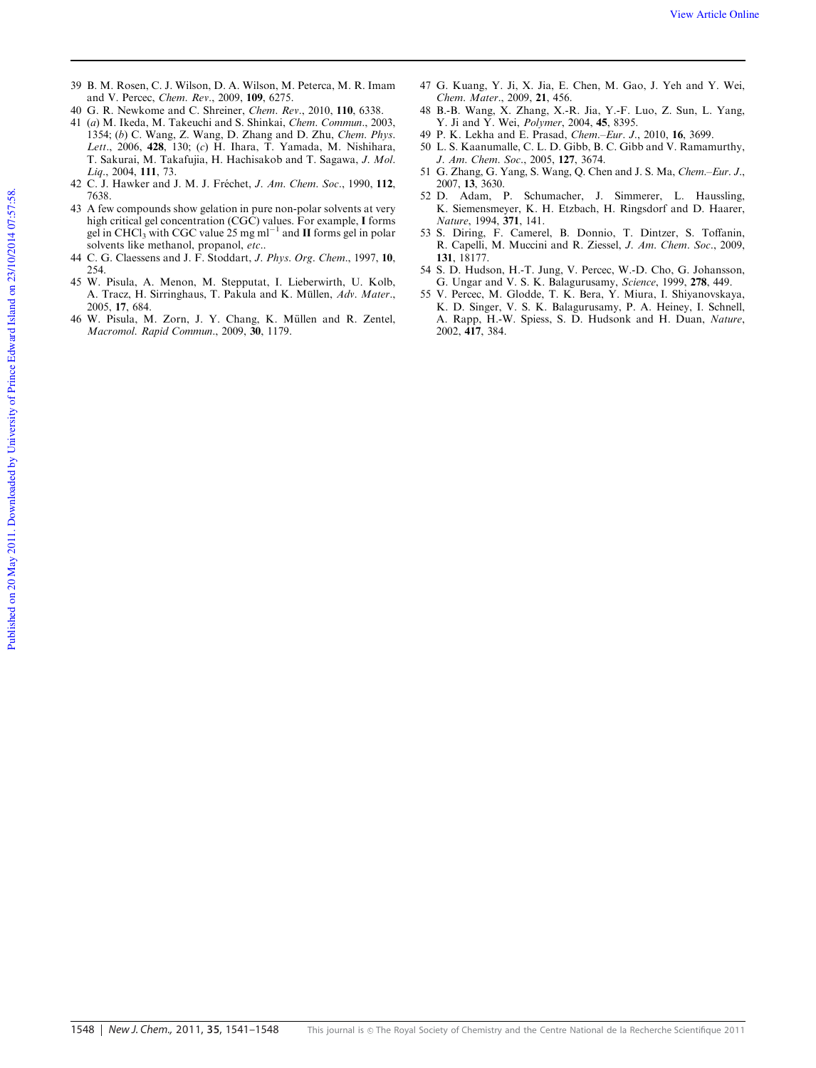39 B. M. Rosen, C. J. Wilson, D. A. Wilson, M. Peterca, M. R. Imam and V. Percec, *Chem. Rev.*, 2009, **109**, 6275.

40 G. R. Newkome and C. Shreiner, *Chem. Rev.*, 2010, **110**, 6338.

41 (*a*) M. Ikeda, M. Takeuchi and S. Shinkai, *Chem. Commun.*, 2003, 1354; (*b*) C. Wang, Z. Wang, D. Zhang and D. Zhu, *Chem. Phys. Lett.*, 2006, **428**, 130; (*c*) H. Ihara, T. Yamada, M. Nishihara, T. Sakurai, M. Takafujia, H. Hachisakob and T. Sagawa, *J. Mol. Liq.*, 2004, **111**, 73.

42 C. J. Hawker and J. M. J. Fréchet, *J. Am. Chem. Soc.*, 1990, **112**, 7638.

43 A few compounds show gelation in pure non-polar solvents at very high critical gel concentration (CGC) values. For example, **I** forms gel in $CHCl_3$ with CGC value 25 mg $ml^{-1}$ and **II** forms gel in polar solvents like methanol, propanol, *etc.*.

44 C. G. Claessens and J. F. Stoddart, *J. Phys. Org. Chem.*, 1997, **10**, 254.

45 W. Pisula, A. Menon, M. Stepputat, I. Lieberwirth, U. Kolb, A. Tracz, H. Sirringhaus, T. Pakula and K. Müllen, *Adv. Mater.*, 2005, **17**, 684.

46 W. Pisula, M. Zorn, J. Y. Chang, K. Müllen and R. Zentel, *Macromol. Rapid Commun.*, 2009, **30**, 1179.

47 G. Kuang, Y. Ji, X. Jia, E. Chen, M. Gao, J. Yeh and Y. Wei, *Chem. Mater.*, 2009, **21**, 456.

48 B.-B. Wang, X. Zhang, X.-R. Jia, Y.-F. Luo, Z. Sun, L. Yang, Y. Ji and Y. Wei, *Polymer*, 2004, **45**, 8395.

49 P. K. Lekha and E. Prasad, *Chem.–Eur. J.*, 2010, **16**, 3699.

50 L. S. Kaanumalle, C. L. D. Gibb, B. C. Gibb and V. Ramamurthy, *J. Am. Chem. Soc.*, 2005, **127**, 3674.

51 G. Zhang, G. Yang, S. Wang, Q. Chen and J. S. Ma, *Chem.–Eur. J.*, 2007, **13**, 3630.

52 D. Adam, P. Schumacher, J. Simmerer, L. Haussling, K. Siemensmeyer, K. H. Etzbach, H. Ringsdorf and D. Haarer, *Nature*, 1994, **371**, 141.

53 S. Diring, F. Camerel, B. Donnio, T. Dintzer, S. Toffanin, R. Capelli, M. Muccini and R. Ziessel, *J. Am. Chem. Soc.*, 2009, **131**, 18177.

54 S. D. Hudson, H.-T. Jung, V. Percec, W.-D. Cho, G. Johansson, G. Ungar and V. S. K. Balagurusamy, *Science*, 1999, **278**, 449.

55 V. Percec, M. Glodde, T. K. Bera, Y. Miura, I. Shiyanovskaya, K. D. Singer, V. S. K. Balagurusamy, P. A. Heiney, I. Schnell, A. Rapp, H.-W. Spiess, S. D. Hudsonk and H. Duan, *Nature*, 2002, **417**, 384.